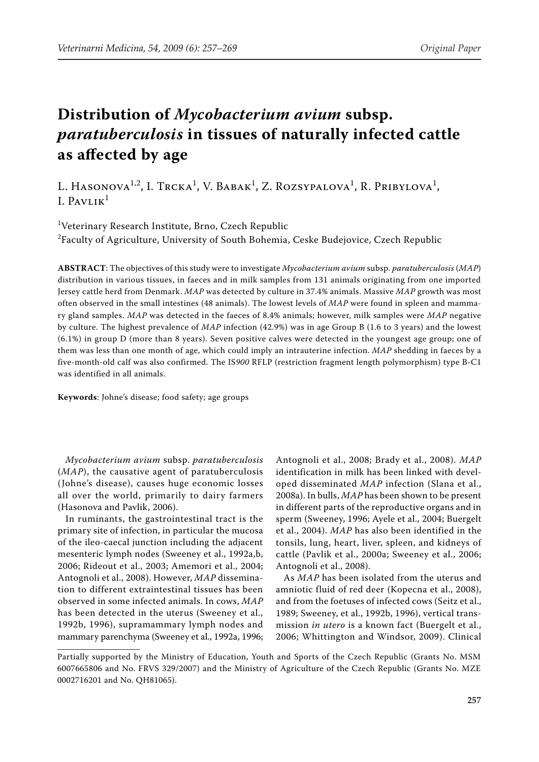# Distribution of *Mycobacterium avium* subsp. *paratuberculosis* in tissues of naturally infected cattle as affected by age

L. Hasonova[1,2], I. Trcka[1], V. Babak[1], Z. Rozsypalova[1], R. Pribylova[1], I. Pavlik[1]

[1]Veterinary Research Institute, Brno, Czech Republic

[2]Faculty of Agriculture, University of South Bohemia, Ceske Budejovice, Czech Republic

**ABSTRACT**: The objectives of this study were to investigate *Mycobacterium avium* subsp. *paratuberculosis* (*MAP*) distribution in various tissues, in faeces and in milk samples from 131 animals originating from one imported Jersey cattle herd from Denmark. *MAP* was detected by culture in 37.4% animals. Massive *MAP* growth was most often observed in the small intestines (48 animals). The lowest levels of *MAP* were found in spleen and mammary gland samples. *MAP* was detected in the faeces of 8.4% animals; however, milk samples were *MAP* negative by culture. The highest prevalence of *MAP* infection (42.9%) was in age Group B (1.6 to 3 years) and the lowest (6.1%) in group D (more than 8 years). Seven positive calves were detected in the youngest age group; one of them was less than one month of age, which could imply an intrauterine infection. *MAP* shedding in faeces by a five-month-old calf was also confirmed. The IS*900* RFLP (restriction fragment length polymorphism) type B-C1 was identified in all animals.

**Keywords**: Johne's disease; food safety; age groups

*Mycobacterium avium* subsp. *paratuberculosis* (*MAP*), the causative agent of paratuberculosis (Johne's disease), causes huge economic losses all over the world, primarily to dairy farmers (Hasonova and Pavlik, 2006).

In ruminants, the gastrointestinal tract is the primary site of infection, in particular the mucosa of the ileo-caecal junction including the adjacent mesenteric lymph nodes (Sweeney et al., 1992a,b, 2006; Rideout et al., 2003; Amemori et al., 2004; Antognoli et al., 2008). However, *MAP* dissemination to different extraintestinal tissues has been observed in some infected animals. In cows, *MAP* has been detected in the uterus (Sweeney et al., 1992b, 1996), supramammary lymph nodes and mammary parenchyma (Sweeney et al., 1992a, 1996; Antognoli et al., 2008; Brady et al., 2008). *MAP* identification in milk has been linked with developed disseminated *MAP* infection (Slana et al., 2008a). In bulls, *MAP* has been shown to be present in different parts of the reproductive organs and in sperm (Sweeney, 1996; Ayele et al., 2004; Buergelt et al., 2004). *MAP* has also been identified in the tonsils, lung, heart, liver, spleen, and kidneys of cattle (Pavlik et al., 2000a; Sweeney et al., 2006; Antognoli et al., 2008).

As *MAP* has been isolated from the uterus and amniotic fluid of red deer (Kopecna et al., 2008), and from the foetuses of infected cows (Seitz et al., 1989; Sweeney, et al., 1992b, 1996), vertical transmission *in utero* is a known fact (Buergelt et al., 2006; Whittington and Windsor, 2009). Clinical

Partially supported by the Ministry of Education, Youth and Sports of the Czech Republic (Grants No. MSM 6007665806 and No. FRVS 329/2007) and the Ministry of Agriculture of the Czech Republic (Grants No. MZE 0002716201 and No. QH81065).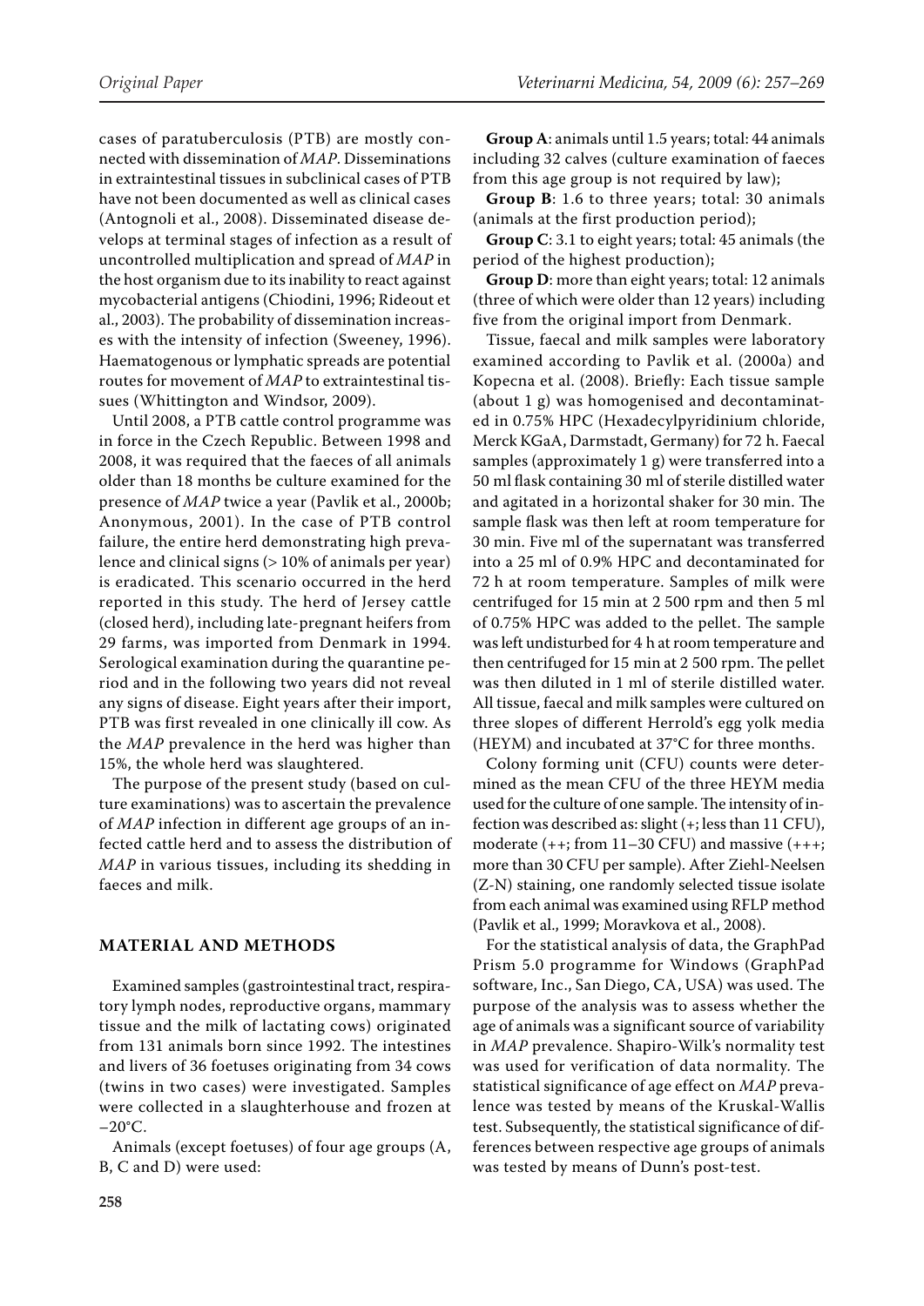cases of paratuberculosis (PTB) are mostly connected with dissemination of *MAP*. Disseminations in extraintestinal tissues in subclinical cases of PTB have not been documented as well as clinical cases (Antognoli et al., 2008). Disseminated disease develops at terminal stages of infection as a result of uncontrolled multiplication and spread of *MAP* in the host organism due to its inability to react against mycobacterial antigens (Chiodini, 1996; Rideout et al., 2003). The probability of dissemination increases with the intensity of infection (Sweeney, 1996). Haematogenous or lymphatic spreads are potential routes for movement of *MAP* to extraintestinal tissues (Whittington and Windsor, 2009).

Until 2008, a PTB cattle control programme was in force in the Czech Republic. Between 1998 and 2008, it was required that the faeces of all animals older than 18 months be culture examined for the presence of *MAP* twice a year (Pavlik et al., 2000b; Anonymous, 2001). In the case of PTB control failure, the entire herd demonstrating high prevalence and clinical signs (> 10% of animals per year) is eradicated. This scenario occurred in the herd reported in this study. The herd of Jersey cattle (closed herd), including late-pregnant heifers from 29 farms, was imported from Denmark in 1994. Serological examination during the quarantine period and in the following two years did not reveal any signs of disease. Eight years after their import, PTB was first revealed in one clinically ill cow. As the *MAP* prevalence in the herd was higher than 15%, the whole herd was slaughtered.

The purpose of the present study (based on culture examinations) was to ascertain the prevalence of *MAP* infection in different age groups of an infected cattle herd and to assess the distribution of *MAP* in various tissues, including its shedding in faeces and milk.

## MATERIAL AND METHODS

Examined samples (gastrointestinal tract, respiratory lymph nodes, reproductive organs, mammary tissue and the milk of lactating cows) originated from 131 animals born since 1992. The intestines and livers of 36 foetuses originating from 34 cows (twins in two cases) were investigated. Samples were collected in a slaughterhouse and frozen at −20°C.

Animals (except foetuses) of four age groups (A, B, C and D) were used:

**Group A**: animals until 1.5 years; total: 44 animals including 32 calves (culture examination of faeces from this age group is not required by law);

**Group B**: 1.6 to three years; total: 30 animals (animals at the first production period);

**Group C**: 3.1 to eight years; total: 45 animals (the period of the highest production);

**Group D**: more than eight years; total: 12 animals (three of which were older than 12 years) including five from the original import from Denmark.

Tissue, faecal and milk samples were laboratory examined according to Pavlik et al. (2000a) and Kopecna et al. (2008). Briefly: Each tissue sample (about 1 g) was homogenised and decontaminated in 0.75% HPC (Hexadecylpyridinium chloride, Merck KGaA, Darmstadt, Germany) for 72 h. Faecal samples (approximately 1 g) were transferred into a 50 ml flask containing 30 ml of sterile distilled water and agitated in a horizontal shaker for 30 min. The sample flask was then left at room temperature for 30 min. Five ml of the supernatant was transferred into a 25 ml of 0.9% HPC and decontaminated for 72 h at room temperature. Samples of milk were centrifuged for 15 min at 2 500 rpm and then 5 ml of 0.75% HPC was added to the pellet. The sample was left undisturbed for 4 h at room temperature and then centrifuged for 15 min at 2 500 rpm. The pellet was then diluted in 1 ml of sterile distilled water. All tissue, faecal and milk samples were cultured on three slopes of different Herrold's egg yolk media (HEYM) and incubated at 37°C for three months.

Colony forming unit (CFU) counts were determined as the mean CFU of the three HEYM media used for the culture of one sample. The intensity of infection was described as: slight (+; less than 11 CFU), moderate (++; from 11–30 CFU) and massive (+++; more than 30 CFU per sample). After Ziehl-Neelsen (Z-N) staining, one randomly selected tissue isolate from each animal was examined using RFLP method (Pavlik et al., 1999; Moravkova et al., 2008).

For the statistical analysis of data, the GraphPad Prism 5.0 programme for Windows (GraphPad software, Inc., San Diego, CA, USA) was used. The purpose of the analysis was to assess whether the age of animals was a significant source of variability in *MAP* prevalence. Shapiro-Wilk's normality test was used for verification of data normality. The statistical significance of age effect on *MAP* prevalence was tested by means of the Kruskal-Wallis test. Subsequently, the statistical significance of differences between respective age groups of animals was tested by means of Dunn's post-test.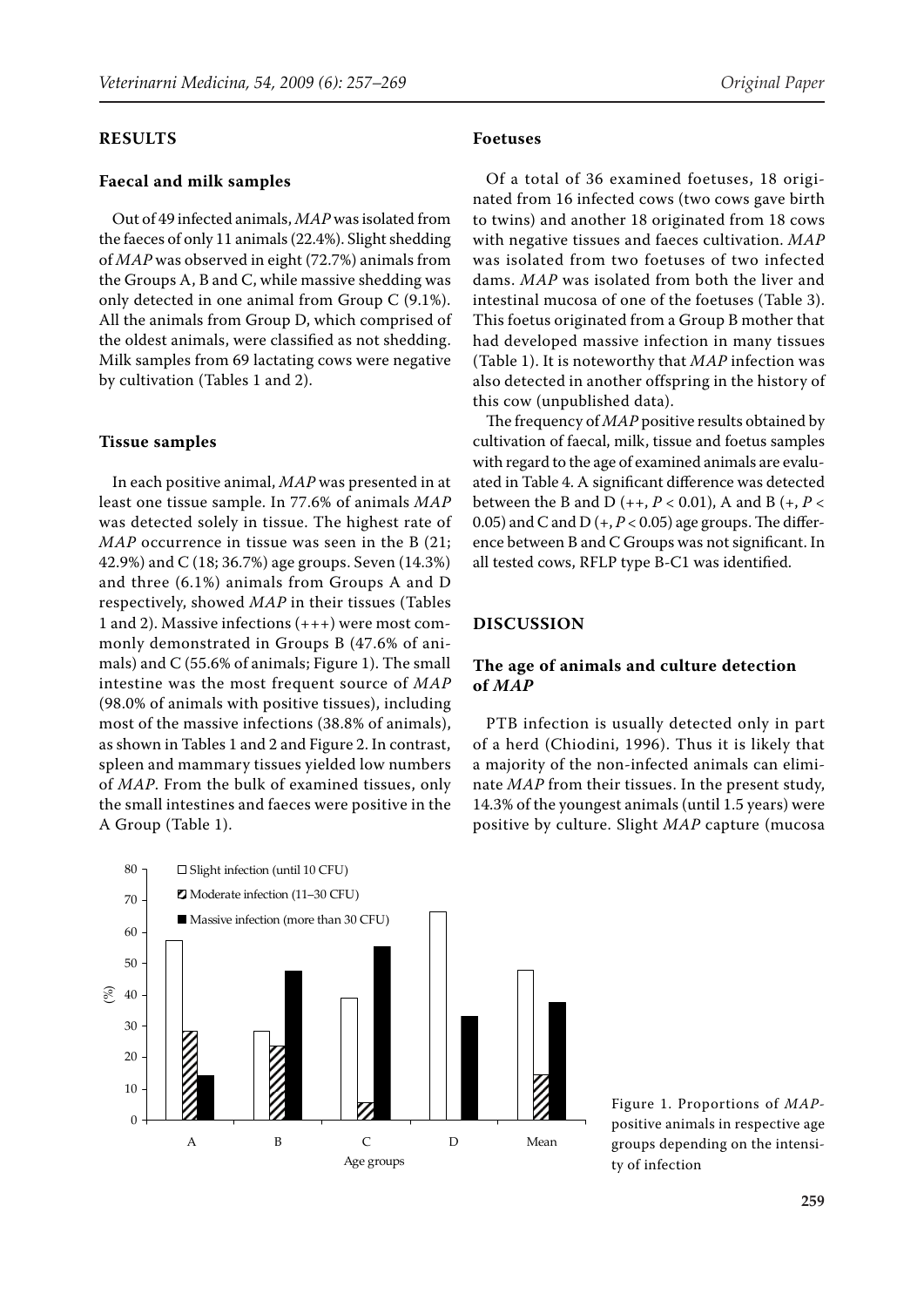## RESULTS

### Faecal and milk samples

Out of 49 infected animals, *MAP* was isolated from the faeces of only 11 animals (22.4%). Slight shedding of *MAP* was observed in eight (72.7%) animals from the Groups A, B and C, while massive shedding was only detected in one animal from Group C (9.1%). All the animals from Group D, which comprised of the oldest animals, were classified as not shedding. Milk samples from 69 lactating cows were negative by cultivation (Tables 1 and 2).

### Tissue samples

In each positive animal, *MAP* was presented in at least one tissue sample. In 77.6% of animals *MAP* was detected solely in tissue. The highest rate of *MAP* occurrence in tissue was seen in the B (21; 42.9%) and C (18; 36.7%) age groups. Seven (14.3%) and three (6.1%) animals from Groups A and D respectively, showed *MAP* in their tissues (Tables 1 and 2). Massive infections (+++) were most commonly demonstrated in Groups B (47.6% of animals) and C (55.6% of animals; Figure 1). The small intestine was the most frequent source of *MAP* (98.0% of animals with positive tissues), including most of the massive infections (38.8% of animals), as shown in Tables 1 and 2 and Figure 2. In contrast, spleen and mammary tissues yielded low numbers of *MAP*. From the bulk of examined tissues, only the small intestines and faeces were positive in the A Group (Table 1).

### Foetuses

Of a total of 36 examined foetuses, 18 originated from 16 infected cows (two cows gave birth to twins) and another 18 originated from 18 cows with negative tissues and faeces cultivation. *MAP* was isolated from two foetuses of two infected dams. *MAP* was isolated from both the liver and intestinal mucosa of one of the foetuses (Table 3). This foetus originated from a Group B mother that had developed massive infection in many tissues (Table 1). It is noteworthy that *MAP* infection was also detected in another offspring in the history of this cow (unpublished data).

The frequency of *MAP* positive results obtained by cultivation of faecal, milk, tissue and foetus samples with regard to the age of examined animals are evaluated in Table 4. A significant difference was detected between the B and D (++, $P < 0.01$), A and B (+, $P < 0.05$) and C and D (+, $P < 0.05$) age groups. The difference between B and C Groups was not significant. In all tested cows, RFLP type B-C1 was identified.

## DISCUSSION

### The age of animals and culture detection of *MAP*

PTB infection is usually detected only in part of a herd (Chiodini, 1996). Thus it is likely that a majority of the non-infected animals can eliminate *MAP* from their tissues. In the present study, 14.3% of the youngest animals (until 1.5 years) were positive by culture. Slight *MAP* capture (mucosa

Figure 1. Proportions of *MAP*-positive animals in respective age groups depending on the intensity of infection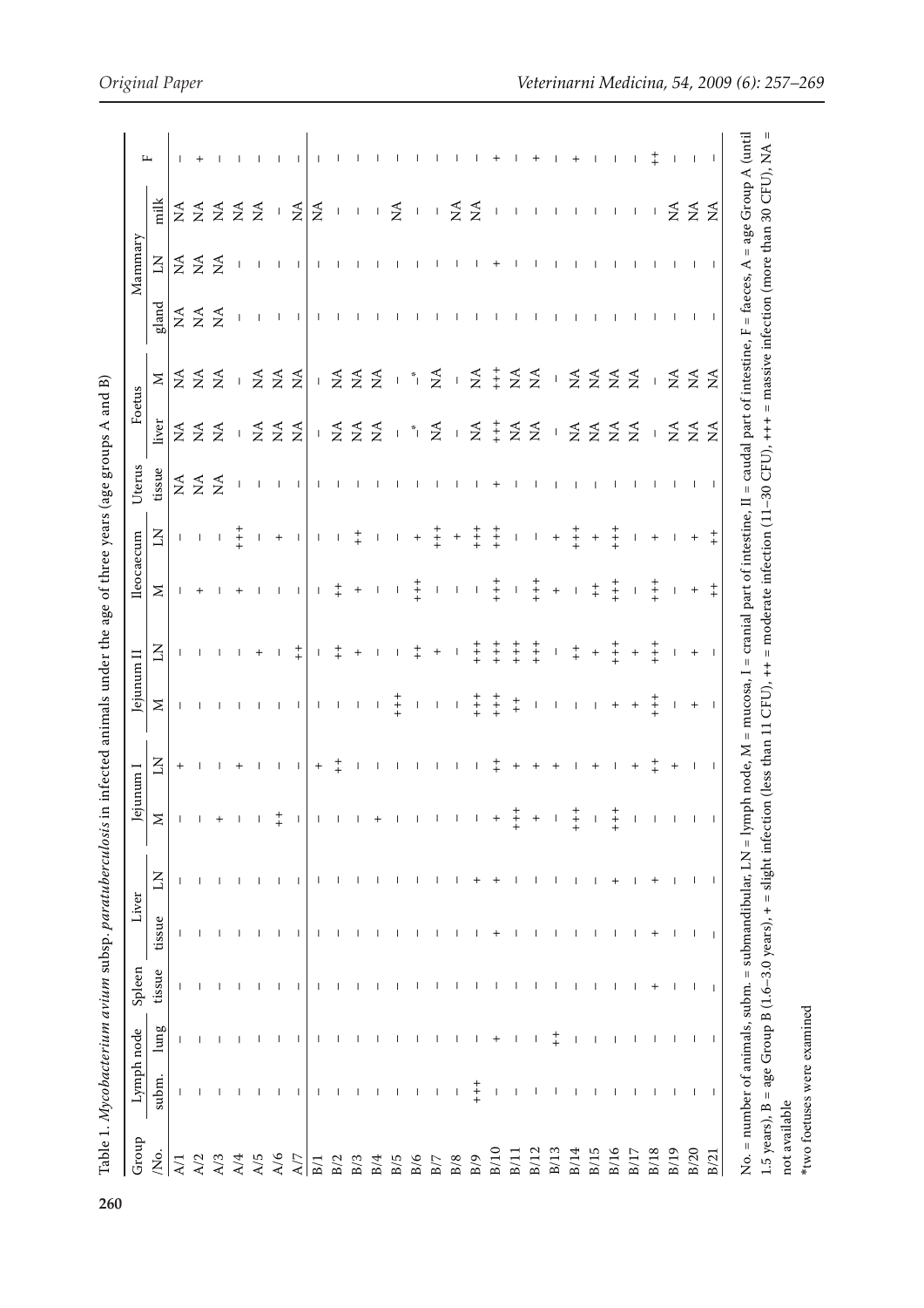Table 1. *Mycobacterium avium* subsp. *paratuberculosis* in infected animals under the age of three years (age groups A and B)

| Group /No. | Lymph node | | Spleen | Liver | | Jejunum I | | Jejunum II | | Ileocaecum | | Uterus | Foetus | | Mammary | | | F |
|---|---|---|---|---|---|---|---|---|---|---|---|---|---|---|---|---|---|---|
| | subm. | lung | tissue | tissue | LN | M | LN | M | LN | M | LN | tissue | liver | M | gland | LN | milk | |
| A/1 | – | – | – | – | – | – | + | – | – | – | – | NA | NA | NA | NA | NA | NA | – |
| A/2 | – | – | – | – | – | – | – | – | – | + | – | NA | NA | NA | NA | NA | NA | + |
| A/3 | – | – | – | – | – | + | – | – | – | – | – | NA | NA | NA | NA | NA | NA | – |
| A/4 | – | – | – | – | – | – | + | – | – | + | +++ | – | – | – | – | – | NA | – |
| A/5 | – | – | – | – | – | – | – | – | + | – | – | – | NA | NA | – | – | NA | – |
| A/6 | – | – | – | – | – | ++ | – | – | – | – | + | – | NA | NA | – | – | – | – |
| A/7 | – | – | – | – | – | – | – | – | ++ | – | – | – | NA | NA | – | – | NA | – |
| B/1 | – | – | – | – | – | – | + | – | – | – | – | – | – | – | – | – | NA | – |
| B/2 | – | – | – | – | – | – | ++ | – | ++ | ++ | – | – | NA | NA | – | – | – | – |
| B/3 | – | – | – | – | – | – | – | – | + | + | ++ | – | NA | NA | – | – | – | – |
| B/4 | – | – | – | – | – | + | – | – | – | – | – | – | NA | NA | – | – | – | – |
| B/5 | – | – | – | – | – | – | – | +++ | – | – | – | – | – | – | – | – | NA | – |
| B/6 | – | – | – | – | – | – | – | – | ++ | +++ | + | – | –* | –* | – | – | – | – |
| B/7 | – | – | – | – | – | – | – | – | + | – | +++ | – | NA | NA | – | – | – | – |
| B/8 | – | – | – | – | – | – | – | – | – | – | + | – | – | – | – | – | NA | – |
| B/9 | +++ | – | – | – | + | – | – | +++ | +++ | – | +++ | – | NA | NA | – | – | NA | – |
| B/10 | – | + | – | + | + | + | ++ | +++ | +++ | +++ | +++ | + | +++ | +++ | – | + | – | + |
| B/11 | – | – | – | – | – | +++ | + | ++ | +++ | – | – | – | NA | NA | – | – | – | – |
| B/12 | – | – | – | – | – | + | + | – | +++ | +++ | – | – | NA | NA | – | – | – | + |
| B/13 | – | ++ | – | – | – | – | + | – | – | + | + | – | – | – | – | – | – | – |
| B/14 | – | – | – | – | – | +++ | – | – | ++ | – | +++ | – | NA | NA | – | – | – | + |
| B/15 | – | – | – | – | – | – | + | – | + | ++ | + | – | NA | NA | – | – | – | – |
| B/16 | – | – | – | – | + | +++ | – | + | +++ | +++ | +++ | – | NA | NA | – | – | – | – |
| B/17 | – | – | – | – | – | – | + | + | + | – | – | – | NA | NA | – | – | – | – |
| B/18 | – | – | + | + | + | – | ++ | +++ | +++ | +++ | + | – | – | – | – | – | – | ++ |
| B/19 | – | – | – | – | – | – | + | – | – | – | – | – | NA | NA | – | – | NA | – |
| B/20 | – | – | – | – | – | – | – | + | + | + | + | – | NA | NA | – | – | NA | – |
| B/21 | – | – | – | – | – | – | – | – | – | ++ | ++ | – | NA | NA | – | – | NA | – |

No. = number of animals, subm. = submandibular, LN = lymph node, M = mucosa, I = cranial part of intestine, II = caudal part of intestine, F = faeces, A = age Group A (until 1.5 years), B = age Group B (1.6–3.0 years), + = slight infection (less than 11 CFU), ++ = moderate infection (11–30 CFU), +++ = massive infection (more than 30 CFU), NA = not available

*two foetuses were examined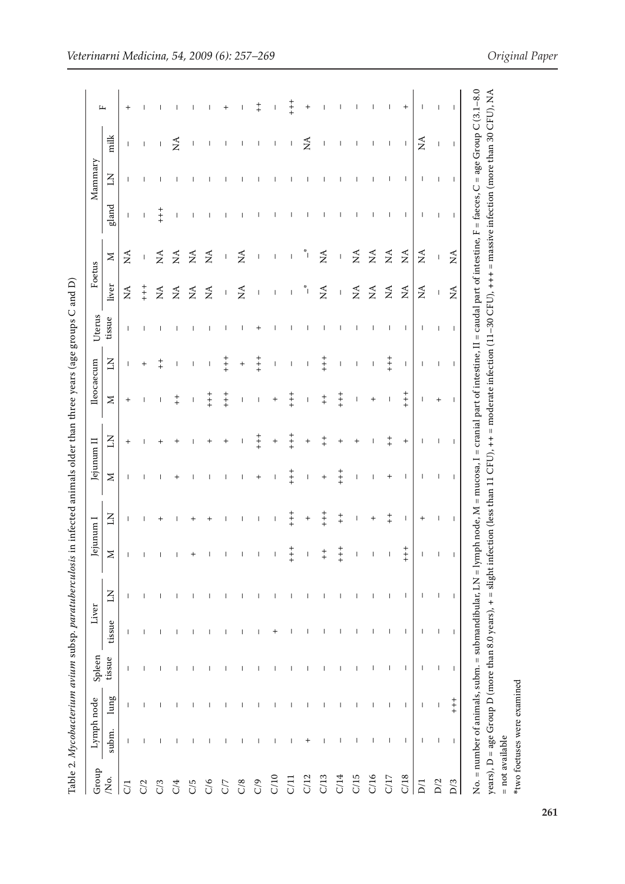Table 2. *Mycobacterium avium* subsp. *paratuberculosis* in infected animals older than three years (age groups C and D)

| Group /No. | Lymph node | | Spleen | Liver | | Jejunum I | | Jejunum II | | Ileocaecum | | Uterus | Foetus | | Mammary | | | F |
|---|---|---|---|---|---|---|---|---|---|---|---|---|---|---|---|---|---|---|
| | subm. | lung | tissue | tissue | LN | M | LN | M | LN | M | LN | tissue | liver | M | gland | LN | milk | |
| C/1 | – | – | – | – | – | – | – | – | + | + | – | – | NA | NA | – | – | – | + |
| C/2 | – | – | – | – | – | – | – | – | – | – | + | – | +++ | – | – | – | – | – |
| C/3 | – | – | – | – | – | – | + | – | + | – | ++ | – | NA | NA | +++ | – | – | – |
| C/4 | – | – | – | – | – | – | – | + | + | ++ | – | – | NA | NA | – | – | NA | – |
| C/5 | – | – | – | – | – | + | + | – | – | – | – | – | NA | NA | – | – | – | – |
| C/6 | – | – | – | – | – | – | + | – | + | +++ | – | – | NA | NA | – | – | – | – |
| C/7 | – | – | – | – | – | – | – | – | + | +++ | +++ | – | – | – | – | – | – | + |
| C/8 | – | – | – | – | – | – | – | – | – | – | + | – | NA | NA | – | – | – | – |
| C/9 | – | – | – | – | – | – | – | + | +++ | – | +++ | + | – | – | – | – | – | ++ |
| C/10 | – | – | – | + | – | – | – | – | + | + | – | – | – | – | – | – | – | – |
| C/11 | – | – | – | – | – | +++ | +++ | +++ | +++ | +++ | – | – | – | – | – | – | – | +++ |
| C/12 | + | – | – | – | – | – | + | – | + | – | – | – | –* | –* | – | – | NA | + |
| C/13 | – | – | – | – | – | ++ | +++ | + | ++ | ++ | +++ | – | NA | NA | – | – | – | – |
| C/14 | – | – | – | – | – | +++ | ++ | +++ | + | +++ | – | – | – | – | – | – | – | – |
| C/15 | – | – | – | – | – | – | – | – | + | – | – | – | NA | NA | – | – | – | – |
| C/16 | – | – | – | – | – | – | + | – | – | + | – | – | NA | NA | – | – | – | – |
| C/17 | – | – | – | – | – | – | ++ | + | ++ | – | +++ | – | NA | NA | – | – | – | – |
| C/18 | – | – | – | – | – | +++ | – | – | + | +++ | – | – | NA | NA | – | – | – | + |
| D/1 | – | – | – | – | – | – | + | – | – | – | – | – | NA | NA | – | – | NA | – |
| D/2 | – | – | – | – | – | – | – | – | – | + | – | – | – | – | – | – | – | – |
| D/3 | – | +++ | – | – | – | – | – | – | – | – | – | – | NA | NA | – | – | – | – |

No. = number of animals, subm. = submandibular, LN = lymph node, M = mucosa, I = cranial part of intestine, II = caudal part of intestine, F = faeces, C = age Group C (3.1–8.0 years), D = age Group D (more than 8.0 years), + = slight infection (less than 11 CFU), ++ = moderate infection (11–30 CFU), +++ = massive infection (more than 30 CFU), NA = not available

*two foetuses were examined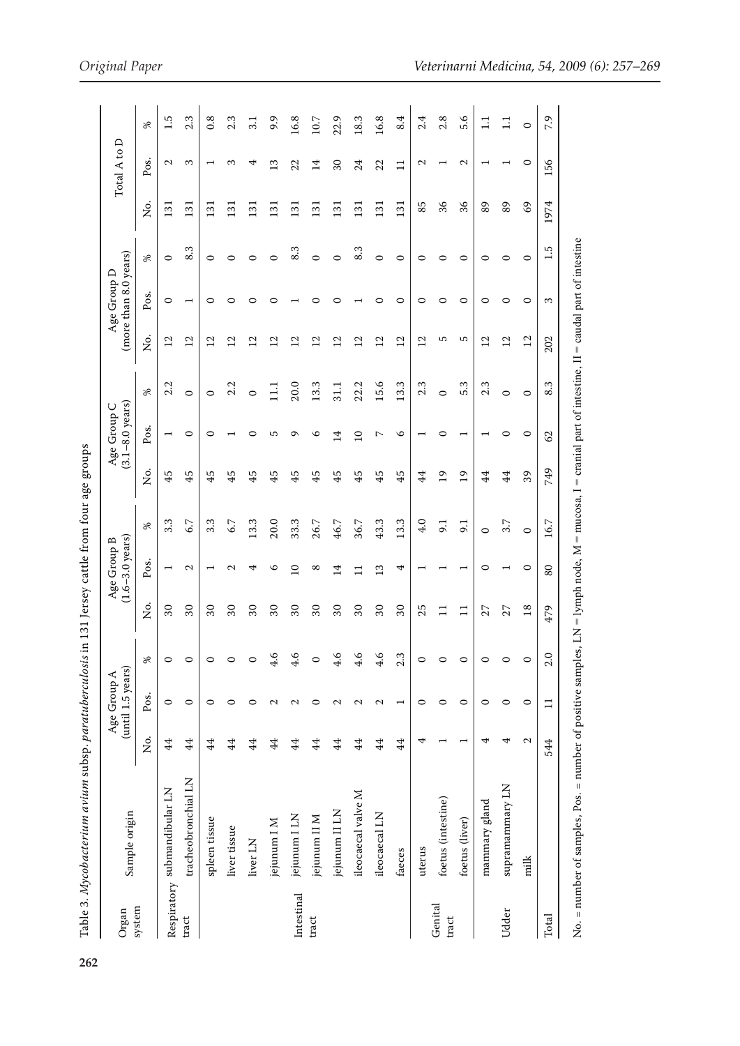Table 3. *Mycobacterium avium* subsp. *paratuberculosis* in 131 Jersey cattle from four age groups

| Organ system | Sample origin | Age Group A (until 1.5 years) | | | Age Group B (1.6–3.0 years) | | | Age Group C (3.1–8.0 years) | | | Age Group D (more than 8.0 years) | | | Total A to D | | |
|---|---|---|---|---|---|---|---|---|---|---|---|---|---|---|---|---|
| | | No. | Pos. | % | No. | Pos. | % | No. | Pos. | % | No. | Pos. | % | No. | Pos. | % |
| Respiratory tract | submandibular LN | 44 | 0 | 0 | 30 | 1 | 3.3 | 45 | 1 | 2.2 | 12 | 0 | 0 | 131 | 2 | 1.5 |
| | tracheobronchial LN | 44 | 0 | 0 | 30 | 2 | 6.7 | 45 | 0 | 0 | 12 | 1 | 8.3 | 131 | 3 | 2.3 |
| Intestinal tract | spleen tissue | 44 | 0 | 0 | 30 | 1 | 3.3 | 45 | 0 | 0 | 12 | 0 | 0 | 131 | 1 | 0.8 |
| | liver tissue | 44 | 0 | 0 | 30 | 2 | 6.7 | 45 | 1 | 2.2 | 12 | 0 | 0 | 131 | 3 | 2.3 |
| | liver LN | 44 | 0 | 0 | 30 | 4 | 13.3 | 45 | 0 | 0 | 12 | 0 | 0 | 131 | 4 | 3.1 |
| | jejunum I M | 44 | 2 | 4.6 | 30 | 6 | 20.0 | 45 | 5 | 11.1 | 12 | 0 | 0 | 131 | 13 | 9.9 |
| | jejunum I LN | 44 | 2 | 4.6 | 30 | 10 | 33.3 | 45 | 9 | 20.0 | 12 | 1 | 8.3 | 131 | 22 | 16.8 |
| | jejunum II M | 44 | 0 | 0 | 30 | 8 | 26.7 | 45 | 6 | 13.3 | 12 | 0 | 0 | 131 | 14 | 10.7 |
| | jejunum II LN | 44 | 2 | 4.6 | 30 | 14 | 46.7 | 45 | 14 | 31.1 | 12 | 0 | 0 | 131 | 30 | 22.9 |
| | ileocaecal valve M | 44 | 2 | 4.6 | 30 | 11 | 36.7 | 45 | 10 | 22.2 | 12 | 1 | 8.3 | 131 | 24 | 18.3 |
| | ileocaecal LN | 44 | 2 | 4.6 | 30 | 13 | 43.3 | 45 | 7 | 15.6 | 12 | 0 | 0 | 131 | 22 | 16.8 |
| | faeces | 44 | 1 | 2.3 | 30 | 4 | 13.3 | 45 | 6 | 13.3 | 12 | 0 | 0 | 131 | 11 | 8.4 |
| Genital tract | uterus | 4 | 0 | 0 | 25 | 1 | 4.0 | 44 | 1 | 2.3 | 12 | 0 | 0 | 85 | 2 | 2.4 |
| | foetus (intestine) | 1 | 0 | 0 | 11 | 1 | 9.1 | 19 | 0 | 0 | 5 | 0 | 0 | 36 | 1 | 2.8 |
| | foetus (liver) | 1 | 0 | 0 | 11 | 1 | 9.1 | 19 | 1 | 5.3 | 5 | 0 | 0 | 36 | 2 | 5.6 |
| Udder | mammary gland | 4 | 0 | 0 | 27 | 0 | 0 | 44 | 1 | 2.3 | 12 | 0 | 0 | 89 | 1 | 1.1 |
| | supramammary LN | 4 | 0 | 0 | 27 | 1 | 3.7 | 44 | 0 | 0 | 12 | 0 | 0 | 89 | 1 | 1.1 |
| | milk | 2 | 0 | 0 | 18 | 0 | 0 | 39 | 0 | 0 | 12 | 0 | 0 | 69 | 0 | 0 |
| Total | | 544 | 11 | 2.0 | 479 | 80 | 16.7 | 749 | 62 | 8.3 | 202 | 3 | 1.5 | 1974 | 156 | 7.9 |

No. = number of samples, Pos. = number of positive samples, LN = lymph node, M = mucosa, I = cranial part of intestine, II = caudal part of intestine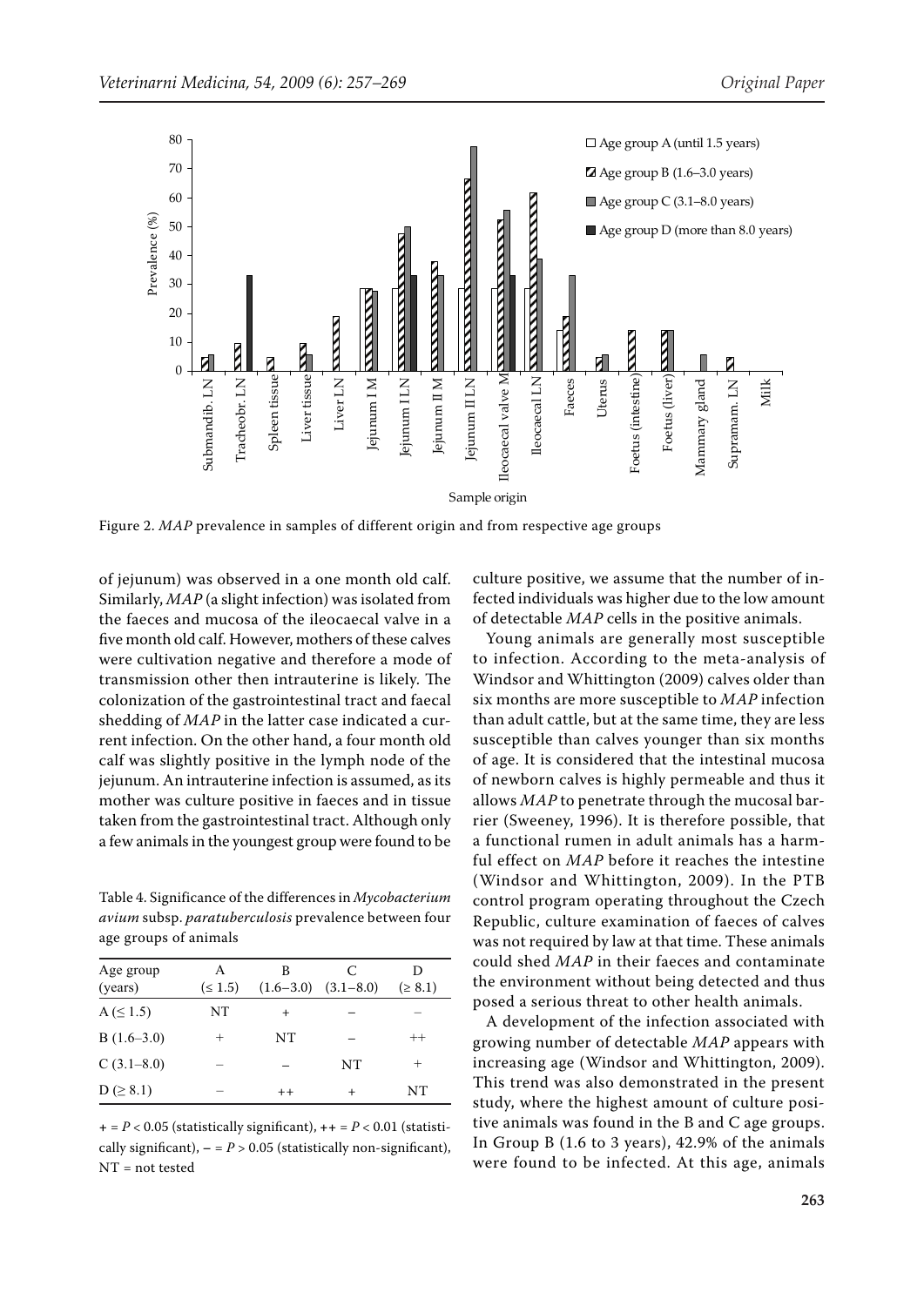Figure 2. *MAP* prevalence in samples of different origin and from respective age groups

of jejunum) was observed in a one month old calf. Similarly, *MAP* (a slight infection) was isolated from the faeces and mucosa of the ileocaecal valve in a five month old calf. However, mothers of these calves were cultivation negative and therefore a mode of transmission other then intrauterine is likely. The colonization of the gastrointestinal tract and faecal shedding of *MAP* in the latter case indicated a current infection. On the other hand, a four month old calf was slightly positive in the lymph node of the jejunum. An intrauterine infection is assumed, as its mother was culture positive in faeces and in tissue taken from the gastrointestinal tract. Although only a few animals in the youngest group were found to be culture positive, we assume that the number of infected individuals was higher due to the low amount of detectable *MAP* cells in the positive animals.

Table 4. Significance of the differences in *Mycobacterium avium* subsp. *paratuberculosis* prevalence between four age groups of animals

| Age group (years) | A (≤ 1.5) | B (1.6–3.0) | C (3.1–8.0) | D (≥ 8.1) |
|---|---|---|---|---|
| A (≤ 1.5) | NT | + | – | – |
| B (1.6–3.0) | + | NT | – | ++ |
| C (3.1–8.0) | – | – | NT | + |
| D (≥ 8.1) | – | ++ | + | NT |

+ = $P < 0.05$ (statistically significant), ++ = $P < 0.01$ (statistically significant), – = $P > 0.05$ (statistically non-significant), NT = not tested

Young animals are generally most susceptible to infection. According to the meta-analysis of Windsor and Whittington (2009) calves older than six months are more susceptible to *MAP* infection than adult cattle, but at the same time, they are less susceptible than calves younger than six months of age. It is considered that the intestinal mucosa of newborn calves is highly permeable and thus it allows *MAP* to penetrate through the mucosal barrier (Sweeney, 1996). It is therefore possible, that a functional rumen in adult animals has a harmful effect on *MAP* before it reaches the intestine (Windsor and Whittington, 2009). In the PTB control program operating throughout the Czech Republic, culture examination of faeces of calves was not required by law at that time. These animals could shed *MAP* in their faeces and contaminate the environment without being detected and thus posed a serious threat to other health animals.

A development of the infection associated with growing number of detectable *MAP* appears with increasing age (Windsor and Whittington, 2009). This trend was also demonstrated in the present study, where the highest amount of culture positive animals was found in the B and C age groups. In Group B (1.6 to 3 years), 42.9% of the animals were found to be infected. At this age, animals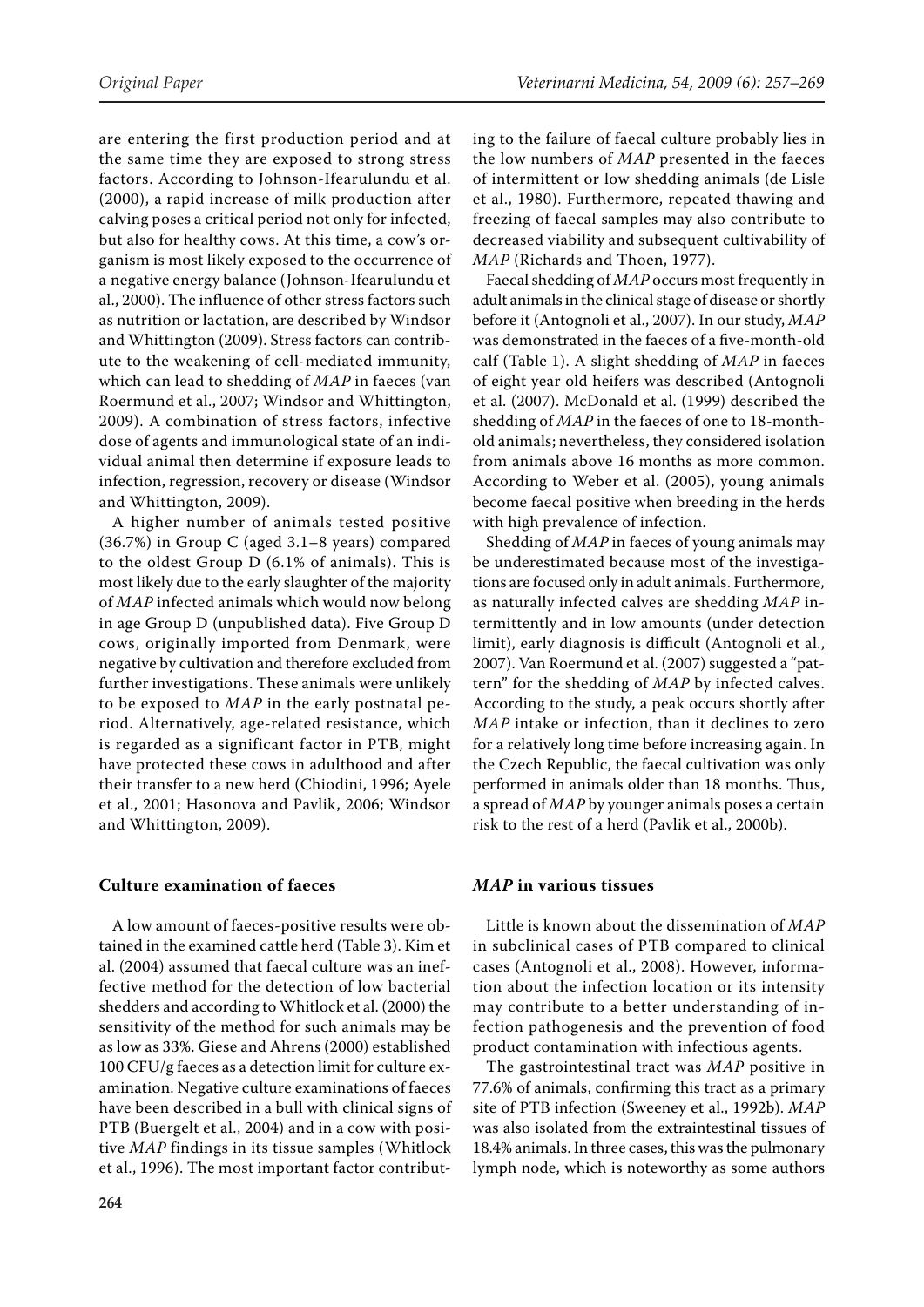are entering the first production period and at the same time they are exposed to strong stress factors. According to Johnson-Ifearulundu et al. (2000), a rapid increase of milk production after calving poses a critical period not only for infected, but also for healthy cows. At this time, a cow's organism is most likely exposed to the occurrence of a negative energy balance (Johnson-Ifearulundu et al., 2000). The influence of other stress factors such as nutrition or lactation, are described by Windsor and Whittington (2009). Stress factors can contribute to the weakening of cell-mediated immunity, which can lead to shedding of *MAP* in faeces (van Roermund et al., 2007; Windsor and Whittington, 2009). A combination of stress factors, infective dose of agents and immunological state of an individual animal then determine if exposure leads to infection, regression, recovery or disease (Windsor and Whittington, 2009).

A higher number of animals tested positive (36.7%) in Group C (aged 3.1–8 years) compared to the oldest Group D (6.1% of animals). This is most likely due to the early slaughter of the majority of *MAP* infected animals which would now belong in age Group D (unpublished data). Five Group D cows, originally imported from Denmark, were negative by cultivation and therefore excluded from further investigations. These animals were unlikely to be exposed to *MAP* in the early postnatal period. Alternatively, age-related resistance, which is regarded as a significant factor in PTB, might have protected these cows in adulthood and after their transfer to a new herd (Chiodini, 1996; Ayele et al., 2001; Hasonova and Pavlik, 2006; Windsor and Whittington, 2009).

### Culture examination of faeces

A low amount of faeces-positive results were obtained in the examined cattle herd (Table 3). Kim et al. (2004) assumed that faecal culture was an ineffective method for the detection of low bacterial shedders and according to Whitlock et al. (2000) the sensitivity of the method for such animals may be as low as 33%. Giese and Ahrens (2000) established 100 CFU/g faeces as a detection limit for culture examination. Negative culture examinations of faeces have been described in a bull with clinical signs of PTB (Buergelt et al., 2004) and in a cow with positive *MAP* findings in its tissue samples (Whitlock et al., 1996). The most important factor contributing to the failure of faecal culture probably lies in the low numbers of *MAP* presented in the faeces of intermittent or low shedding animals (de Lisle et al., 1980). Furthermore, repeated thawing and freezing of faecal samples may also contribute to decreased viability and subsequent cultivability of *MAP* (Richards and Thoen, 1977).

Faecal shedding of *MAP* occurs most frequently in adult animals in the clinical stage of disease or shortly before it (Antognoli et al., 2007). In our study, *MAP* was demonstrated in the faeces of a five-month-old calf (Table 1). A slight shedding of *MAP* in faeces of eight year old heifers was described (Antognoli et al. (2007). McDonald et al. (1999) described the shedding of *MAP* in the faeces of one to 18-month-old animals; nevertheless, they considered isolation from animals above 16 months as more common. According to Weber et al. (2005), young animals become faecal positive when breeding in the herds with high prevalence of infection.

Shedding of *MAP* in faeces of young animals may be underestimated because most of the investigations are focused only in adult animals. Furthermore, as naturally infected calves are shedding *MAP* intermittently and in low amounts (under detection limit), early diagnosis is difficult (Antognoli et al., 2007). Van Roermund et al. (2007) suggested a "pattern" for the shedding of *MAP* by infected calves. According to the study, a peak occurs shortly after *MAP* intake or infection, than it declines to zero for a relatively long time before increasing again. In the Czech Republic, the faecal cultivation was only performed in animals older than 18 months. Thus, a spread of *MAP* by younger animals poses a certain risk to the rest of a herd (Pavlik et al., 2000b).

### *MAP* in various tissues

Little is known about the dissemination of *MAP* in subclinical cases of PTB compared to clinical cases (Antognoli et al., 2008). However, information about the infection location or its intensity may contribute to a better understanding of infection pathogenesis and the prevention of food product contamination with infectious agents.

The gastrointestinal tract was *MAP* positive in 77.6% of animals, confirming this tract as a primary site of PTB infection (Sweeney et al., 1992b). *MAP* was also isolated from the extraintestinal tissues of 18.4% animals. In three cases, this was the pulmonary lymph node, which is noteworthy as some authors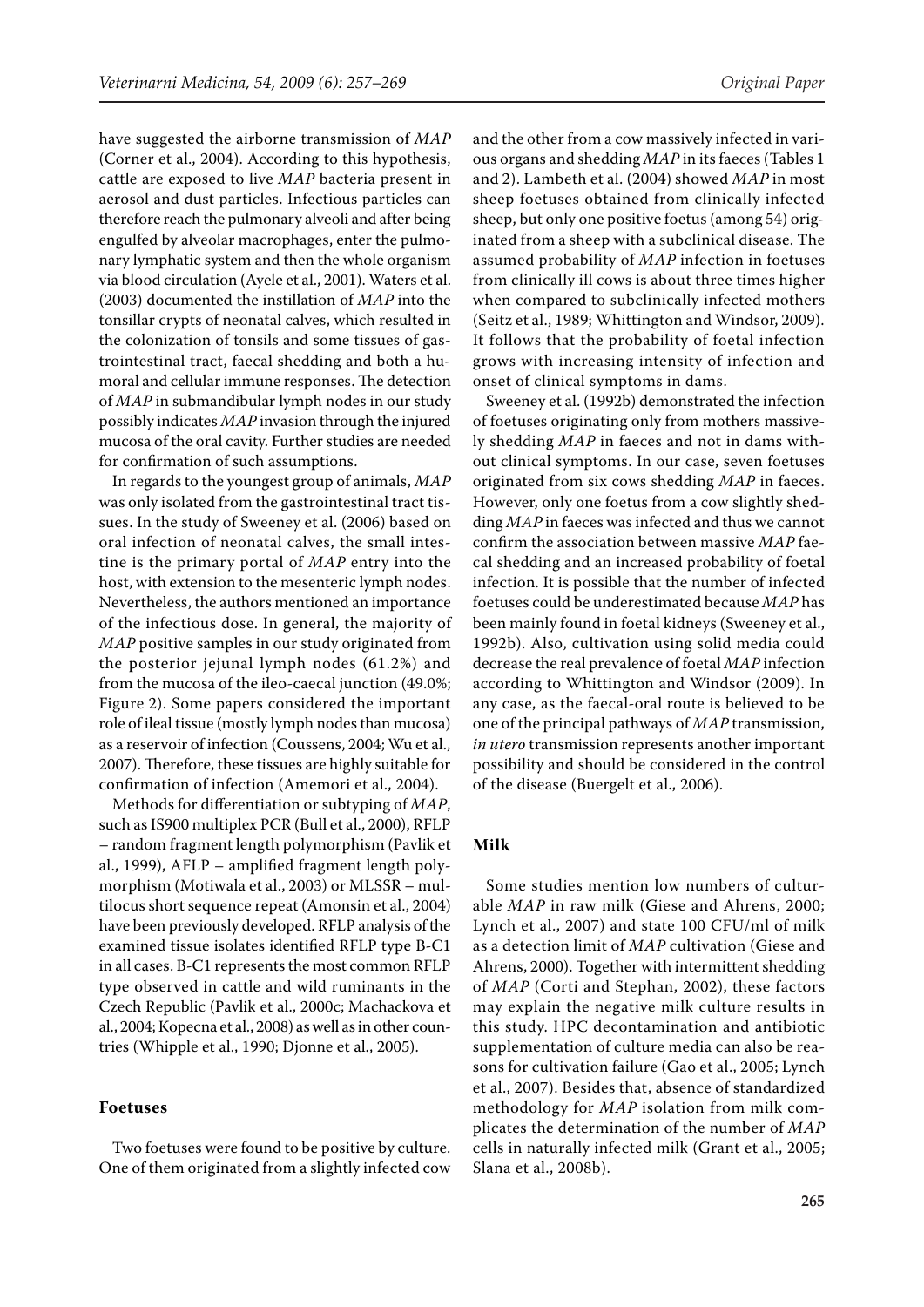have suggested the airborne transmission of *MAP* (Corner et al., 2004). According to this hypothesis, cattle are exposed to live *MAP* bacteria present in aerosol and dust particles. Infectious particles can therefore reach the pulmonary alveoli and after being engulfed by alveolar macrophages, enter the pulmonary lymphatic system and then the whole organism via blood circulation (Ayele et al., 2001). Waters et al. (2003) documented the instillation of *MAP* into the tonsillar crypts of neonatal calves, which resulted in the colonization of tonsils and some tissues of gastrointestinal tract, faecal shedding and both a humoral and cellular immune responses. The detection of *MAP* in submandibular lymph nodes in our study possibly indicates *MAP* invasion through the injured mucosa of the oral cavity. Further studies are needed for confirmation of such assumptions.

In regards to the youngest group of animals, *MAP* was only isolated from the gastrointestinal tract tissues. In the study of Sweeney et al. (2006) based on oral infection of neonatal calves, the small intestine is the primary portal of *MAP* entry into the host, with extension to the mesenteric lymph nodes. Nevertheless, the authors mentioned an importance of the infectious dose. In general, the majority of *MAP* positive samples in our study originated from the posterior jejunal lymph nodes (61.2%) and from the mucosa of the ileo-caecal junction (49.0%; Figure 2). Some papers considered the important role of ileal tissue (mostly lymph nodes than mucosa) as a reservoir of infection (Coussens, 2004; Wu et al., 2007). Therefore, these tissues are highly suitable for confirmation of infection (Amemori et al., 2004).

Methods for differentiation or subtyping of *MAP*, such as IS900 multiplex PCR (Bull et al., 2000), RFLP – random fragment length polymorphism (Pavlik et al., 1999), AFLP – amplified fragment length polymorphism (Motiwala et al., 2003) or MLSSR – multilocus short sequence repeat (Amonsin et al., 2004) have been previously developed. RFLP analysis of the examined tissue isolates identified RFLP type B-C1 in all cases. B-C1 represents the most common RFLP type observed in cattle and wild ruminants in the Czech Republic (Pavlik et al., 2000c; Machackova et al., 2004; Kopecna et al., 2008) as well as in other countries (Whipple et al., 1990; Djonne et al., 2005).

### Foetuses

Two foetuses were found to be positive by culture. One of them originated from a slightly infected cow and the other from a cow massively infected in various organs and shedding *MAP* in its faeces (Tables 1 and 2). Lambeth et al. (2004) showed *MAP* in most sheep foetuses obtained from clinically infected sheep, but only one positive foetus (among 54) originated from a sheep with a subclinical disease. The assumed probability of *MAP* infection in foetuses from clinically ill cows is about three times higher when compared to subclinically infected mothers (Seitz et al., 1989; Whittington and Windsor, 2009). It follows that the probability of foetal infection grows with increasing intensity of infection and onset of clinical symptoms in dams.

Sweeney et al. (1992b) demonstrated the infection of foetuses originating only from mothers massively shedding *MAP* in faeces and not in dams without clinical symptoms. In our case, seven foetuses originated from six cows shedding *MAP* in faeces. However, only one foetus from a cow slightly shedding *MAP* in faeces was infected and thus we cannot confirm the association between massive *MAP* faecal shedding and an increased probability of foetal infection. It is possible that the number of infected foetuses could be underestimated because *MAP* has been mainly found in foetal kidneys (Sweeney et al., 1992b). Also, cultivation using solid media could decrease the real prevalence of foetal *MAP* infection according to Whittington and Windsor (2009). In any case, as the faecal-oral route is believed to be one of the principal pathways of *MAP* transmission, *in utero* transmission represents another important possibility and should be considered in the control of the disease (Buergelt et al., 2006).

### Milk

Some studies mention low numbers of culturable *MAP* in raw milk (Giese and Ahrens, 2000; Lynch et al., 2007) and state 100 CFU/ml of milk as a detection limit of *MAP* cultivation (Giese and Ahrens, 2000). Together with intermittent shedding of *MAP* (Corti and Stephan, 2002), these factors may explain the negative milk culture results in this study. HPC decontamination and antibiotic supplementation of culture media can also be reasons for cultivation failure (Gao et al., 2005; Lynch et al., 2007). Besides that, absence of standardized methodology for *MAP* isolation from milk complicates the determination of the number of *MAP* cells in naturally infected milk (Grant et al., 2005; Slana et al., 2008b).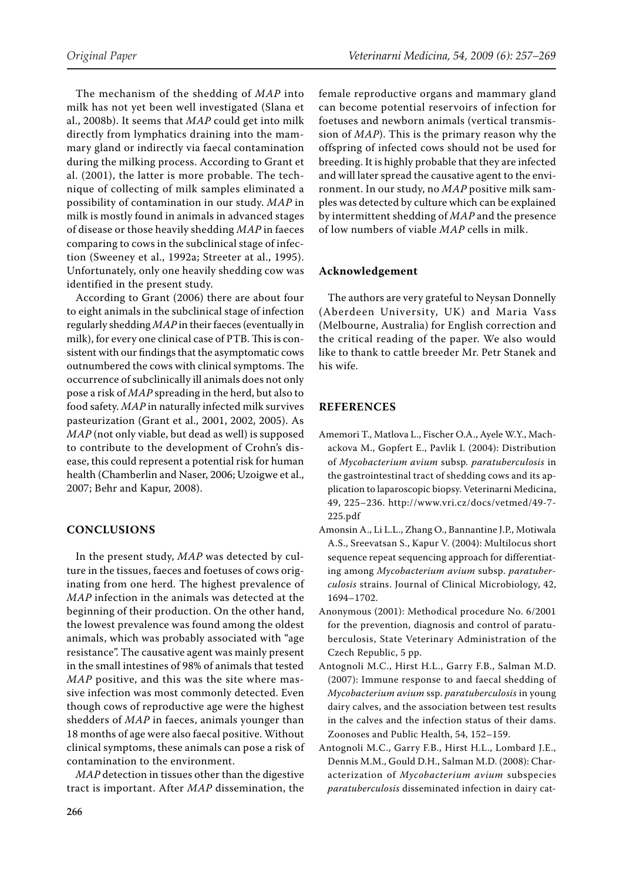The mechanism of the shedding of *MAP* into milk has not yet been well investigated (Slana et al., 2008b). It seems that *MAP* could get into milk directly from lymphatics draining into the mammary gland or indirectly via faecal contamination during the milking process. According to Grant et al. (2001), the latter is more probable. The technique of collecting of milk samples eliminated a possibility of contamination in our study. *MAP* in milk is mostly found in animals in advanced stages of disease or those heavily shedding *MAP* in faeces comparing to cows in the subclinical stage of infection (Sweeney et al., 1992a; Streeter at al., 1995). Unfortunately, only one heavily shedding cow was identified in the present study.

According to Grant (2006) there are about four to eight animals in the subclinical stage of infection regularly shedding *MAP* in their faeces (eventually in milk), for every one clinical case of PTB. This is consistent with our findings that the asymptomatic cows outnumbered the cows with clinical symptoms. The occurrence of subclinically ill animals does not only pose a risk of *MAP* spreading in the herd, but also to food safety. *MAP* in naturally infected milk survives pasteurization (Grant et al., 2001, 2002, 2005). As *MAP* (not only viable, but dead as well) is supposed to contribute to the development of Crohn's disease, this could represent a potential risk for human health (Chamberlin and Naser, 2006; Uzoigwe et al., 2007; Behr and Kapur, 2008).

## CONCLUSIONS

In the present study, *MAP* was detected by culture in the tissues, faeces and foetuses of cows originating from one herd. The highest prevalence of *MAP* infection in the animals was detected at the beginning of their production. On the other hand, the lowest prevalence was found among the oldest animals, which was probably associated with "age resistance". The causative agent was mainly present in the small intestines of 98% of animals that tested *MAP* positive, and this was the site where massive infection was most commonly detected. Even though cows of reproductive age were the highest shedders of *MAP* in faeces, animals younger than 18 months of age were also faecal positive. Without clinical symptoms, these animals can pose a risk of contamination to the environment.

*MAP* detection in tissues other than the digestive tract is important. After *MAP* dissemination, the female reproductive organs and mammary gland can become potential reservoirs of infection for foetuses and newborn animals (vertical transmission of *MAP*). This is the primary reason why the offspring of infected cows should not be used for breeding. It is highly probable that they are infected and will later spread the causative agent to the environment. In our study, no *MAP* positive milk samples was detected by culture which can be explained by intermittent shedding of *MAP* and the presence of low numbers of viable *MAP* cells in milk.

### Acknowledgement

The authors are very grateful to Neysan Donnelly (Aberdeen University, UK) and Maria Vass (Melbourne, Australia) for English correction and the critical reading of the paper. We also would like to thank to cattle breeder Mr. Petr Stanek and his wife.

## REFERENCES

Amemori T., Matlova L., Fischer O.A., Ayele W.Y., Machackova M., Gopfert E., Pavlik I. (2004): Distribution of *Mycobacterium avium* subsp. *paratuberculosis* in the gastrointestinal tract of shedding cows and its application to laparoscopic biopsy. Veterinarni Medicina, 49, 225–236. http://www.vri.cz/docs/vetmed/49-7-225.pdf

Amonsin A., Li L.L., Zhang O., Bannantine J.P., Motiwala A.S., Sreevatsan S., Kapur V. (2004): Multilocus short sequence repeat sequencing approach for differentiating among *Mycobacterium avium* subsp. *paratuberculosis* strains. Journal of Clinical Microbiology, 42, 1694–1702.

Anonymous (2001): Methodical procedure No. 6/2001 for the prevention, diagnosis and control of paratuberculosis, State Veterinary Administration of the Czech Republic, 5 pp.

Antognoli M.C., Hirst H.L., Garry F.B., Salman M.D. (2007): Immune response to and faecal shedding of *Mycobacterium avium* ssp. *paratuberculosis* in young dairy calves, and the association between test results in the calves and the infection status of their dams. Zoonoses and Public Health, 54, 152–159.

Antognoli M.C., Garry F.B., Hirst H.L., Lombard J.E., Dennis M.M., Gould D.H., Salman M.D. (2008): Characterization of *Mycobacterium avium* subspecies *paratuberculosis* disseminated infection in dairy cat-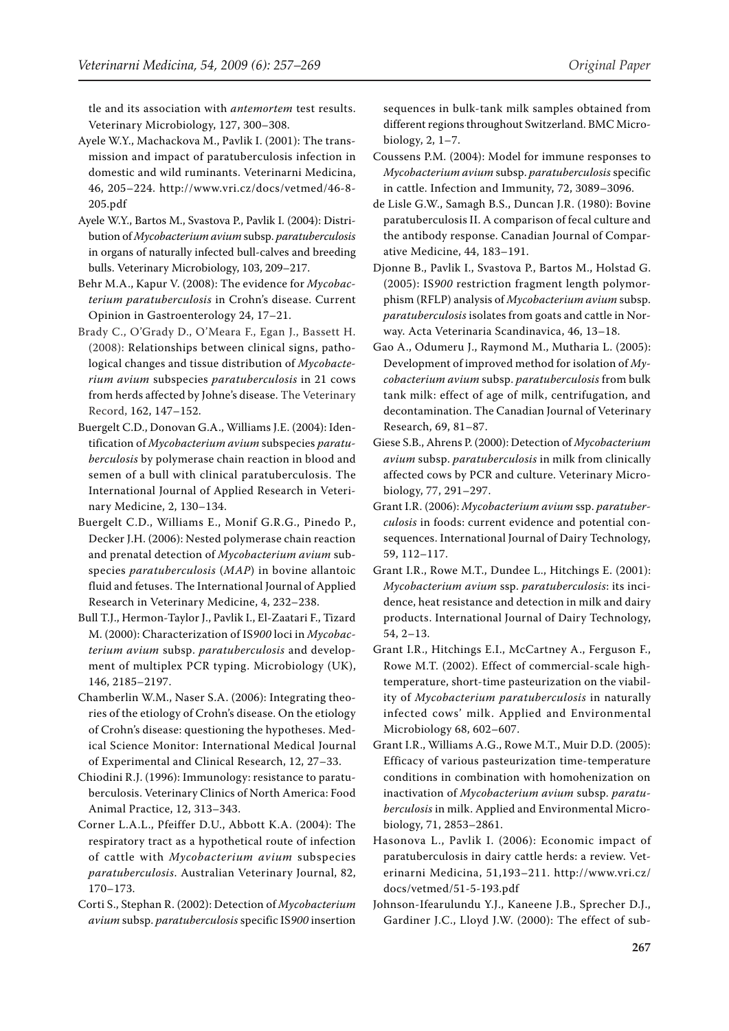tle and its association with *antemortem* test results. Veterinary Microbiology, 127, 300–308.

Ayele W.Y., Machackova M., Pavlik I. (2001): The transmission and impact of paratuberculosis infection in domestic and wild ruminants. Veterinarni Medicina, 46, 205–224. http://www.vri.cz/docs/vetmed/46-8-205.pdf

Ayele W.Y., Bartos M., Svastova P., Pavlik I. (2004): Distribution of *Mycobacterium avium* subsp. *paratuberculosis* in organs of naturally infected bull-calves and breeding bulls. Veterinary Microbiology, 103, 209–217.

Behr M.A., Kapur V. (2008): The evidence for *Mycobacterium paratuberculosis* in Crohn's disease. Current Opinion in Gastroenterology 24, 17–21.

Brady C., O'Grady D., O'Meara F., Egan J., Bassett H. (2008): Relationships between clinical signs, pathological changes and tissue distribution of *Mycobacterium avium* subspecies *paratuberculosis* in 21 cows from herds affected by Johne's disease. The Veterinary Record, 162, 147–152.

Buergelt C.D., Donovan G.A., Williams J.E. (2004): Identification of *Mycobacterium avium* subspecies *paratuberculosis* by polymerase chain reaction in blood and semen of a bull with clinical paratuberculosis. The International Journal of Applied Research in Veterinary Medicine, 2, 130–134.

Buergelt C.D., Williams E., Monif G.R.G., Pinedo P., Decker J.H. (2006): Nested polymerase chain reaction and prenatal detection of *Mycobacterium avium* subspecies *paratuberculosis* (*MAP*) in bovine allantoic fluid and fetuses. The International Journal of Applied Research in Veterinary Medicine, 4, 232–238.

Bull T.J., Hermon-Taylor J., Pavlik I., El-Zaatari F., Tizard M. (2000): Characterization of IS*900* loci in *Mycobacterium avium* subsp. *paratuberculosis* and development of multiplex PCR typing. Microbiology (UK), 146, 2185–2197.

Chamberlin W.M., Naser S.A. (2006): Integrating theories of the etiology of Crohn's disease. On the etiology of Crohn's disease: questioning the hypotheses. Medical Science Monitor: International Medical Journal of Experimental and Clinical Research, 12, 27–33.

Chiodini R.J. (1996): Immunology: resistance to paratuberculosis. Veterinary Clinics of North America: Food Animal Practice, 12, 313–343.

Corner L.A.L., Pfeiffer D.U., Abbott K.A. (2004): The respiratory tract as a hypothetical route of infection of cattle with *Mycobacterium avium* subspecies *paratuberculosis*. Australian Veterinary Journal, 82, 170–173.

Corti S., Stephan R. (2002): Detection of *Mycobacterium avium* subsp. *paratuberculosis* specific IS*900* insertion sequences in bulk-tank milk samples obtained from different regions throughout Switzerland. BMC Microbiology, 2, 1–7.

Coussens P.M. (2004): Model for immune responses to *Mycobacterium avium* subsp. *paratuberculosis* specific in cattle. Infection and Immunity, 72, 3089–3096.

de Lisle G.W., Samagh B.S., Duncan J.R. (1980): Bovine paratuberculosis II. A comparison of fecal culture and the antibody response. Canadian Journal of Comparative Medicine, 44, 183–191.

Djonne B., Pavlik I., Svastova P., Bartos M., Holstad G. (2005): IS*900* restriction fragment length polymorphism (RFLP) analysis of *Mycobacterium avium* subsp. *paratuberculosis* isolates from goats and cattle in Norway. Acta Veterinaria Scandinavica, 46, 13–18.

Gao A., Odumeru J., Raymond M., Mutharia L. (2005): Development of improved method for isolation of *Mycobacterium avium* subsp. *paratuberculosis* from bulk tank milk: effect of age of milk, centrifugation, and decontamination. The Canadian Journal of Veterinary Research, 69, 81–87.

Giese S.B., Ahrens P. (2000): Detection of *Mycobacterium avium* subsp. *paratuberculosis* in milk from clinically affected cows by PCR and culture. Veterinary Microbiology, 77, 291–297.

Grant I.R. (2006): *Mycobacterium avium* ssp. *paratuberculosis* in foods: current evidence and potential consequences. International Journal of Dairy Technology, 59, 112–117.

Grant I.R., Rowe M.T., Dundee L., Hitchings E. (2001): *Mycobacterium avium* ssp. *paratuberculosis*: its incidence, heat resistance and detection in milk and dairy products. International Journal of Dairy Technology, 54, 2–13.

Grant I.R., Hitchings E.I., McCartney A., Ferguson F., Rowe M.T. (2002). Effect of commercial-scale high-temperature, short-time pasteurization on the viability of *Mycobacterium paratuberculosis* in naturally infected cows' milk. Applied and Environmental Microbiology 68, 602–607.

Grant I.R., Williams A.G., Rowe M.T., Muir D.D. (2005): Efficacy of various pasteurization time-temperature conditions in combination with homohenization on inactivation of *Mycobacterium avium* subsp. *paratuberculosis* in milk. Applied and Environmental Microbiology, 71, 2853–2861.

Hasonova L., Pavlik I. (2006): Economic impact of paratuberculosis in dairy cattle herds: a review. Veterinarni Medicina, 51,193–211. http://www.vri.cz/docs/vetmed/51-5-193.pdf

Johnson-Ifearulundu Y.J., Kaneene J.B., Sprecher D.J., Gardiner J.C., Lloyd J.W. (2000): The effect of sub-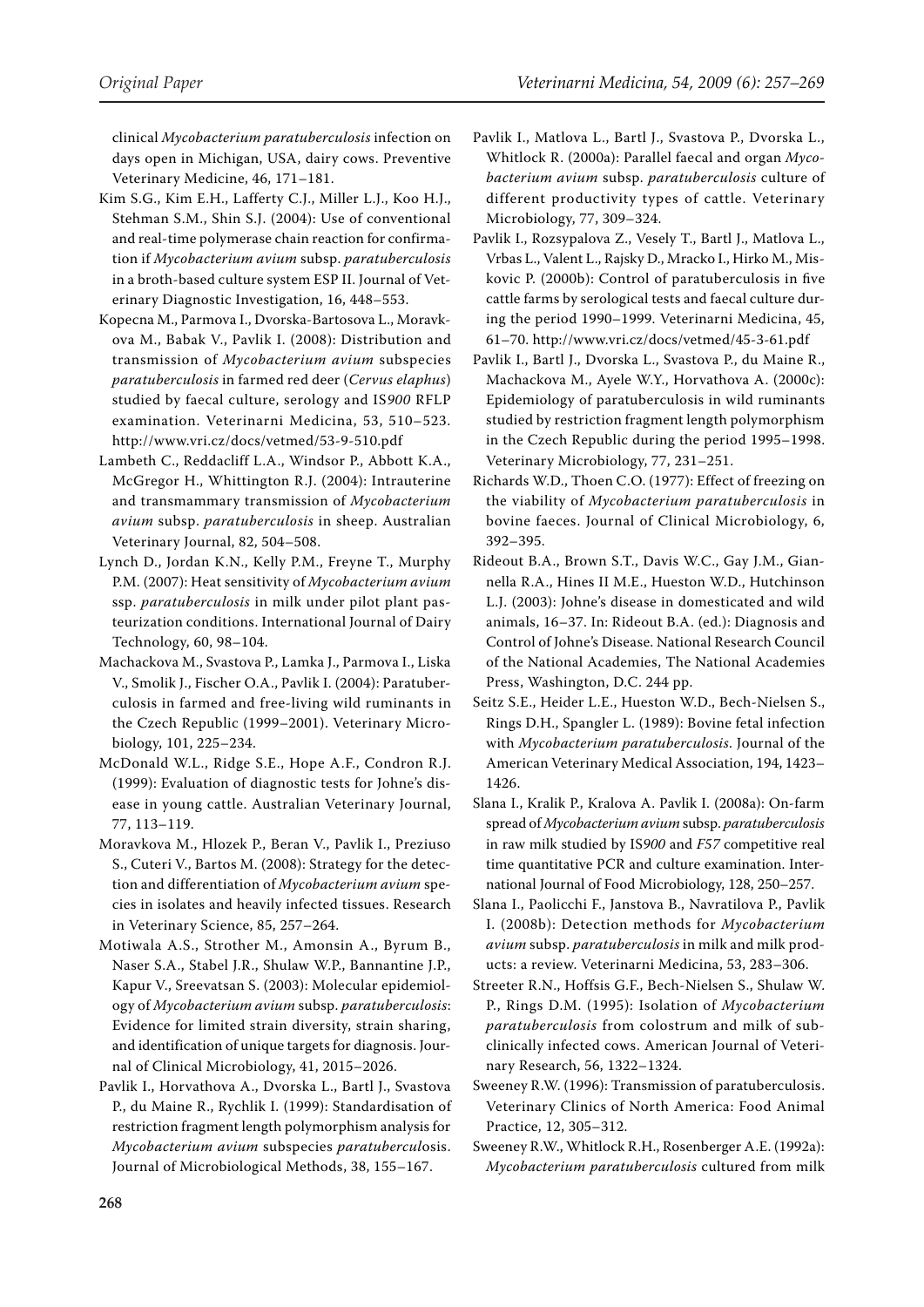clinical *Mycobacterium paratuberculosis* infection on days open in Michigan, USA, dairy cows. Preventive Veterinary Medicine, 46, 171–181.

Kim S.G., Kim E.H., Lafferty C.J., Miller L.J., Koo H.J., Stehman S.M., Shin S.J. (2004): Use of conventional and real-time polymerase chain reaction for confirmation if *Mycobacterium avium* subsp. *paratuberculosis* in a broth-based culture system ESP II. Journal of Veterinary Diagnostic Investigation, 16, 448–553.

Kopecna M., Parmova I., Dvorska-Bartosova L., Moravkova M., Babak V., Pavlik I. (2008): Distribution and transmission of *Mycobacterium avium* subspecies *paratuberculosis* in farmed red deer (*Cervus elaphus*) studied by faecal culture, serology and IS*900* RFLP examination. Veterinarni Medicina, 53, 510–523. http://www.vri.cz/docs/vetmed/53-9-510.pdf

Lambeth C., Reddacliff L.A., Windsor P., Abbott K.A., McGregor H., Whittington R.J. (2004): Intrauterine and transmammary transmission of *Mycobacterium avium* subsp. *paratuberculosis* in sheep. Australian Veterinary Journal, 82, 504–508.

Lynch D., Jordan K.N., Kelly P.M., Freyne T., Murphy P.M. (2007): Heat sensitivity of *Mycobacterium avium* ssp. *paratuberculosis* in milk under pilot plant pasteurization conditions. International Journal of Dairy Technology, 60, 98–104.

Machackova M., Svastova P., Lamka J., Parmova I., Liska V., Smolik J., Fischer O.A., Pavlik I. (2004): Paratuberculosis in farmed and free-living wild ruminants in the Czech Republic (1999–2001). Veterinary Microbiology, 101, 225–234.

McDonald W.L., Ridge S.E., Hope A.F., Condron R.J. (1999): Evaluation of diagnostic tests for Johne's disease in young cattle. Australian Veterinary Journal, 77, 113–119.

Moravkova M., Hlozek P., Beran V., Pavlik I., Preziuso S., Cuteri V., Bartos M. (2008): Strategy for the detection and differentiation of *Mycobacterium avium* species in isolates and heavily infected tissues. Research in Veterinary Science, 85, 257–264.

Motiwala A.S., Strother M., Amonsin A., Byrum B., Naser S.A., Stabel J.R., Shulaw W.P., Bannantine J.P., Kapur V., Sreevatsan S. (2003): Molecular epidemiology of *Mycobacterium avium* subsp. *paratuberculosis*: Evidence for limited strain diversity, strain sharing, and identification of unique targets for diagnosis. Journal of Clinical Microbiology, 41, 2015–2026.

Pavlik I., Horvathova A., Dvorska L., Bartl J., Svastova P., du Maine R., Rychlik I. (1999): Standardisation of restriction fragment length polymorphism analysis for *Mycobacterium avium* subspecies *paratuberculosis*. Journal of Microbiological Methods, 38, 155–167.

Pavlik I., Matlova L., Bartl J., Svastova P., Dvorska L., Whitlock R. (2000a): Parallel faecal and organ *Mycobacterium avium* subsp. *paratuberculosis* culture of different productivity types of cattle. Veterinary Microbiology, 77, 309–324.

Pavlik I., Rozsypalova Z., Vesely T., Bartl J., Matlova L., Vrbas L., Valent L., Rajsky D., Mracko I., Hirko M., Miskovic P. (2000b): Control of paratuberculosis in five cattle farms by serological tests and faecal culture during the period 1990–1999. Veterinarni Medicina, 45, 61–70. http://www.vri.cz/docs/vetmed/45-3-61.pdf

Pavlik I., Bartl J., Dvorska L., Svastova P., du Maine R., Machackova M., Ayele W.Y., Horvathova A. (2000c): Epidemiology of paratuberculosis in wild ruminants studied by restriction fragment length polymorphism in the Czech Republic during the period 1995–1998. Veterinary Microbiology, 77, 231–251.

Richards W.D., Thoen C.O. (1977): Effect of freezing on the viability of *Mycobacterium paratuberculosis* in bovine faeces. Journal of Clinical Microbiology, 6, 392–395.

Rideout B.A., Brown S.T., Davis W.C., Gay J.M., Giannella R.A., Hines II M.E., Hueston W.D., Hutchinson L.J. (2003): Johne's disease in domesticated and wild animals, 16–37. In: Rideout B.A. (ed.): Diagnosis and Control of Johne's Disease. National Research Council of the National Academies, The National Academies Press, Washington, D.C. 244 pp.

Seitz S.E., Heider L.E., Hueston W.D., Bech-Nielsen S., Rings D.H., Spangler L. (1989): Bovine fetal infection with *Mycobacterium paratuberculosis*. Journal of the American Veterinary Medical Association, 194, 1423–1426.

Slana I., Kralik P., Kralova A. Pavlik I. (2008a): On-farm spread of *Mycobacterium avium* subsp. *paratuberculosis* in raw milk studied by IS*900* and *F57* competitive real time quantitative PCR and culture examination. International Journal of Food Microbiology, 128, 250–257.

Slana I., Paolicchi F., Janstova B., Navratilova P., Pavlik I. (2008b): Detection methods for *Mycobacterium avium* subsp. *paratuberculosis* in milk and milk products: a review. Veterinarni Medicina, 53, 283–306.

Streeter R.N., Hoffsis G.F., Bech-Nielsen S., Shulaw W. P., Rings D.M. (1995): Isolation of *Mycobacterium paratuberculosis* from colostrum and milk of subclinically infected cows. American Journal of Veterinary Research, 56, 1322–1324.

Sweeney R.W. (1996): Transmission of paratuberculosis. Veterinary Clinics of North America: Food Animal Practice, 12, 305–312.

Sweeney R.W., Whitlock R.H., Rosenberger A.E. (1992a): *Mycobacterium paratuberculosis* cultured from milk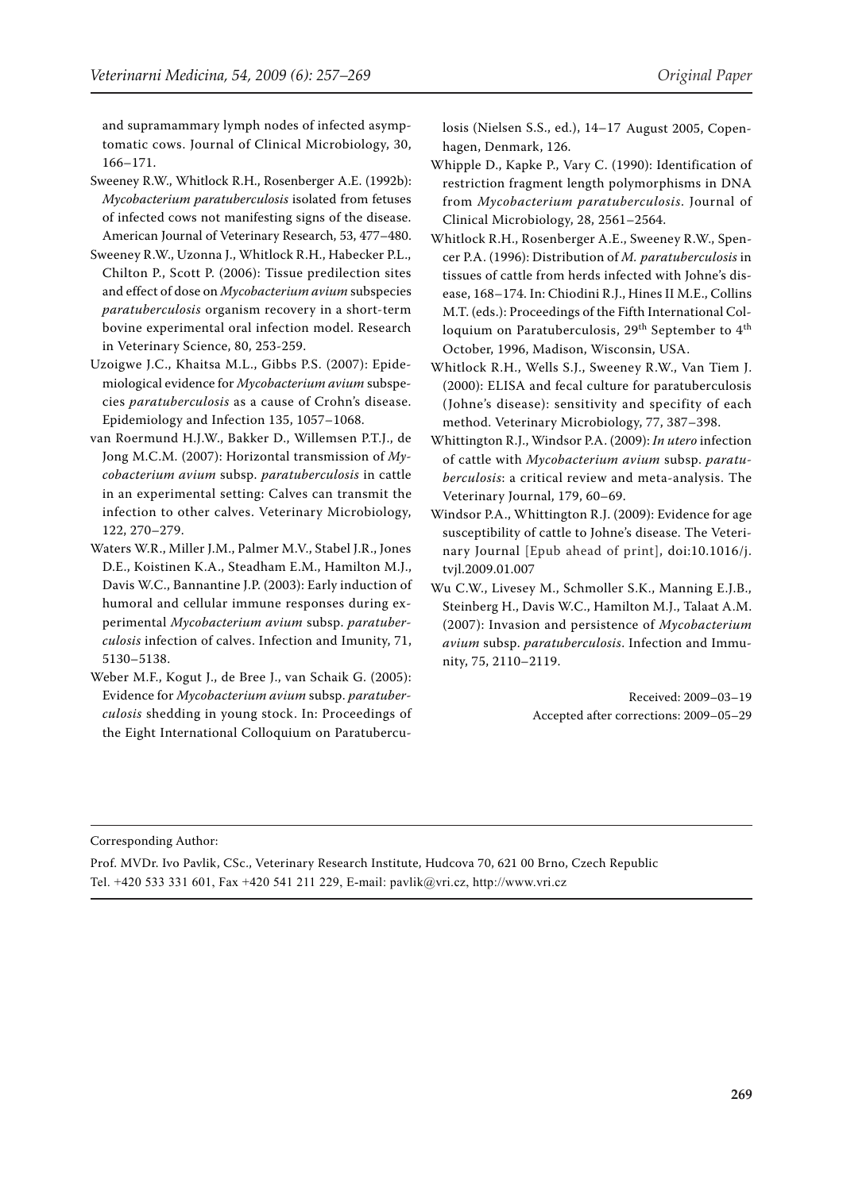and supramammary lymph nodes of infected asymptomatic cows. Journal of Clinical Microbiology, 30, 166–171.

Sweeney R.W., Whitlock R.H., Rosenberger A.E. (1992b): *Mycobacterium paratuberculosis* isolated from fetuses of infected cows not manifesting signs of the disease. American Journal of Veterinary Research, 53, 477–480.

Sweeney R.W., Uzonna J., Whitlock R.H., Habecker P.L., Chilton P., Scott P. (2006): Tissue predilection sites and effect of dose on *Mycobacterium avium* subspecies *paratuberculosis* organism recovery in a short-term bovine experimental oral infection model. Research in Veterinary Science, 80, 253-259.

Uzoigwe J.C., Khaitsa M.L., Gibbs P.S. (2007): Epidemiological evidence for *Mycobacterium avium* subspecies *paratuberculosis* as a cause of Crohn's disease. Epidemiology and Infection 135, 1057–1068.

van Roermund H.J.W., Bakker D., Willemsen P.T.J., de Jong M.C.M. (2007): Horizontal transmission of *Mycobacterium avium* subsp. *paratuberculosis* in cattle in an experimental setting: Calves can transmit the infection to other calves. Veterinary Microbiology, 122, 270–279.

Waters W.R., Miller J.M., Palmer M.V., Stabel J.R., Jones D.E., Koistinen K.A., Steadham E.M., Hamilton M.J., Davis W.C., Bannantine J.P. (2003): Early induction of humoral and cellular immune responses during experimental *Mycobacterium avium* subsp. *paratuberculosis* infection of calves. Infection and Imunity, 71, 5130–5138.

Weber M.F., Kogut J., de Bree J., van Schaik G. (2005): Evidence for *Mycobacterium avium* subsp. *paratuberculosis* shedding in young stock. In: Proceedings of the Eight International Colloquium on Paratuberculosis (Nielsen S.S., ed.), 14–17 August 2005, Copenhagen, Denmark, 126.

Whipple D., Kapke P., Vary C. (1990): Identification of restriction fragment length polymorphisms in DNA from *Mycobacterium paratuberculosis*. Journal of Clinical Microbiology, 28, 2561–2564.

Whitlock R.H., Rosenberger A.E., Sweeney R.W., Spencer P.A. (1996): Distribution of *M. paratuberculosis* in tissues of cattle from herds infected with Johne's disease, 168–174. In: Chiodini R.J., Hines II M.E., Collins M.T. (eds.): Proceedings of the Fifth International Colloquium on Paratuberculosis, 29th September to 4th October, 1996, Madison, Wisconsin, USA.

Whitlock R.H., Wells S.J., Sweeney R.W., Van Tiem J. (2000): ELISA and fecal culture for paratuberculosis (Johne's disease): sensitivity and specifity of each method. Veterinary Microbiology, 77, 387–398.

Whittington R.J., Windsor P.A. (2009): *In utero* infection of cattle with *Mycobacterium avium* subsp. *paratuberculosis*: a critical review and meta-analysis. The Veterinary Journal, 179, 60–69.

Windsor P.A., Whittington R.J. (2009): Evidence for age susceptibility of cattle to Johne's disease. The Veterinary Journal [Epub ahead of print], doi:10.1016/j.tvjl.2009.01.007

Wu C.W., Livesey M., Schmoller S.K., Manning E.J.B., Steinberg H., Davis W.C., Hamilton M.J., Talaat A.M. (2007): Invasion and persistence of *Mycobacterium avium* subsp. *paratuberculosis*. Infection and Immunity, 75, 2110–2119.

Received: 2009–03–19
Accepted after corrections: 2009–05–29

---

Corresponding Author:

Prof. MVDr. Ivo Pavlik, CSc., Veterinary Research Institute, Hudcova 70, 621 00 Brno, Czech Republic
Tel. +420 533 331 601, Fax +420 541 211 229, E-mail: pavlik@vri.cz, http://www.vri.cz